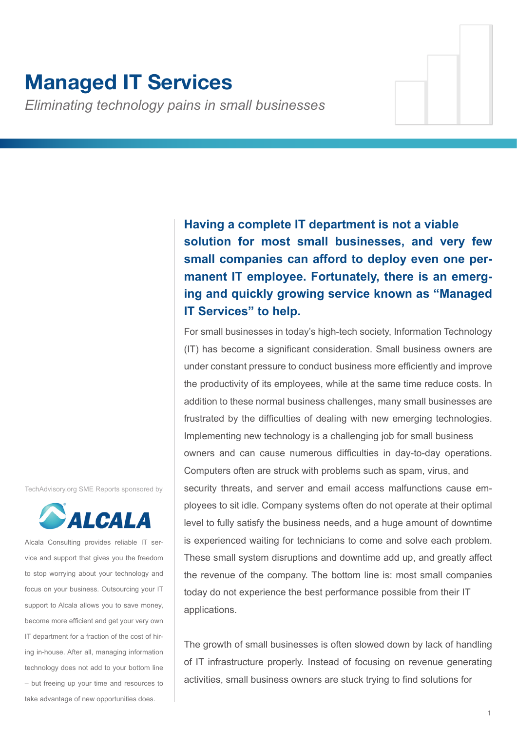# Managed IT Services

*Eliminating technology pains in small businesses*

**Having a complete IT department is not a viable solution for most small businesses, and very few small companies can afford to deploy even one permanent IT employee. Fortunately, there is an emerging and quickly growing service known as “Managed IT Services” to help.**

For small businesses in today’s high-tech society, Information Technology (IT) has become a significant consideration. Small business owners are under constant pressure to conduct business more efficiently and improve the productivity of its employees, while at the same time reduce costs. In addition to these normal business challenges, many small businesses are frustrated by the difficulties of dealing with new emerging technologies. Implementing new technology is a challenging job for small business owners and can cause numerous difficulties in day-to-day operations. Computers often are struck with problems such as spam, virus, and security threats, and server and email access malfunctions cause employees to sit idle. Company systems often do not operate at their optimal level to fully satisfy the business needs, and a huge amount of downtime is experienced waiting for technicians to come and solve each problem. These small system disruptions and downtime add up, and greatly affect the revenue of the company. The bottom line is: most small companies today do not experience the best performance possible from their IT applications.

The growth of small businesses is often slowed down by lack of handling of IT infrastructure properly. Instead of focusing on revenue generating activities, small business owners are stuck trying to find solutions for

TechAdvisory.org SME Reports sponsored by

ALCALA

Alcala Consulting provides reliable IT service and support that gives you the freedom to stop worrying about your technology and focus on your business. Outsourcing your IT support to Alcala allows you to save money, become more efficient and get your very own IT department for a fraction of the cost of hiring in-house. After all, managing information technology does not add to your bottom line – but freeing up your time and resources to take advantage of new opportunities does.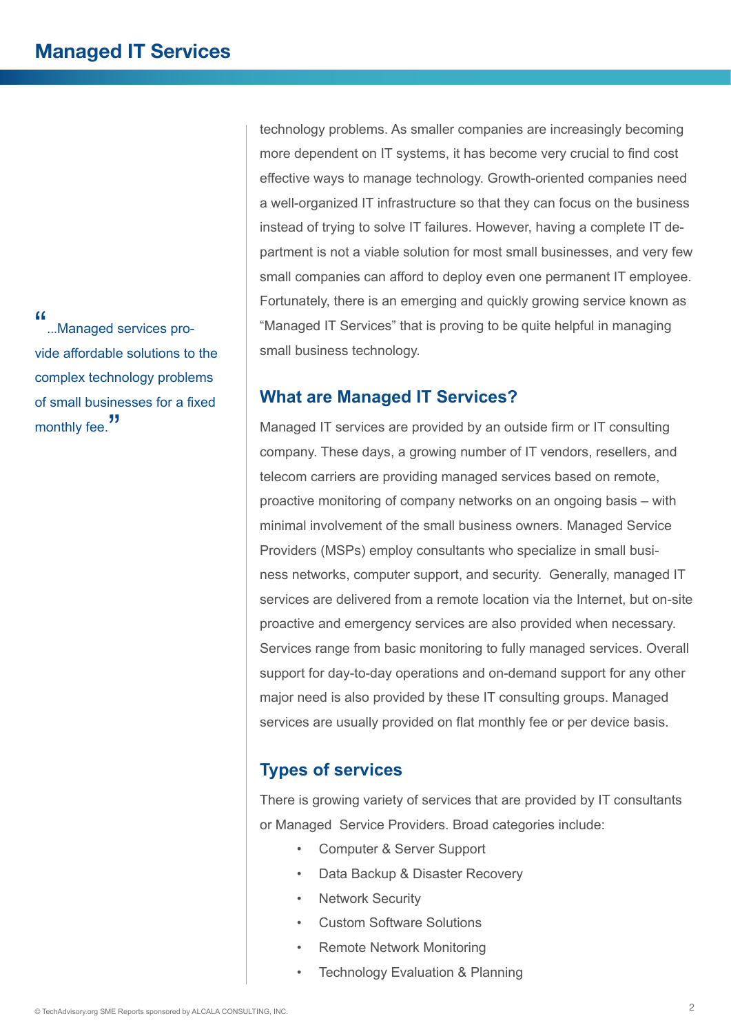technology problems. As smaller companies are increasingly becoming more dependent on IT systems, it has become very crucial to find cost effective ways to manage technology. Growth-oriented companies need a well-organized IT infrastructure so that they can focus on the business instead of trying to solve IT failures. However, having a complete IT department is not a viable solution for most small businesses, and very few small companies can afford to deploy even one permanent IT employee. Fortunately, there is an emerging and quickly growing service known as "Managed IT Services" that is proving to be quite helpful in managing small business technology.

> "...Managed services provide affordable solutions to the complex technology problems of small businesses for a fixed monthly fee."

## What are Managed IT Services?

Managed IT services are provided by an outside firm or IT consulting company. These days, a growing number of IT vendors, resellers, and telecom carriers are providing managed services based on remote, proactive monitoring of company networks on an ongoing basis – with minimal involvement of the small business owners. Managed Service Providers (MSPs) employ consultants who specialize in small business networks, computer support, and security. Generally, managed IT services are delivered from a remote location via the Internet, but on-site proactive and emergency services are also provided when necessary. Services range from basic monitoring to fully managed services. Overall support for day-to-day operations and on-demand support for any other major need is also provided by these IT consulting groups. Managed services are usually provided on flat monthly fee or per device basis.

## Types of services

There is growing variety of services that are provided by IT consultants or Managed Service Providers. Broad categories include:

- Computer & Server Support
- Data Backup & Disaster Recovery
- Network Security
- Custom Software Solutions
- Remote Network Monitoring
- Technology Evaluation & Planning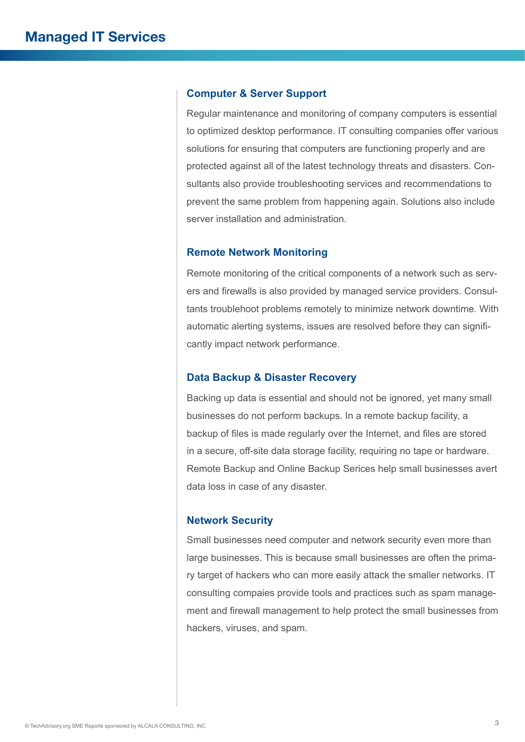# Managed IT Services

## Computer & Server Support

Regular maintenance and monitoring of company computers is essential to optimized desktop performance. IT consulting companies offer various solutions for ensuring that computers are functioning properly and are protected against all of the latest technology threats and disasters. Consultants also provide troubleshooting services and recommendations to prevent the same problem from happening again. Solutions also include server installation and administration.

## Remote Network Monitoring

Remote monitoring of the critical components of a network such as servers and firewalls is also provided by managed service providers. Consultants troublehoot problems remotely to minimize network downtime. With automatic alerting systems, issues are resolved before they can significantly impact network performance.

## Data Backup & Disaster Recovery

Backing up data is essential and should not be ignored, yet many small businesses do not perform backups. In a remote backup facility, a backup of files is made regularly over the Internet, and files are stored in a secure, off-site data storage facility, requiring no tape or hardware. Remote Backup and Online Backup Serices help small businesses avert data loss in case of any disaster.

## Network Security

Small businesses need computer and network security even more than large businesses. This is because small businesses are often the primary target of hackers who can more easily attack the smaller networks. IT consulting compaies provide tools and practices such as spam management and firewall management to help protect the small businesses from hackers, viruses, and spam.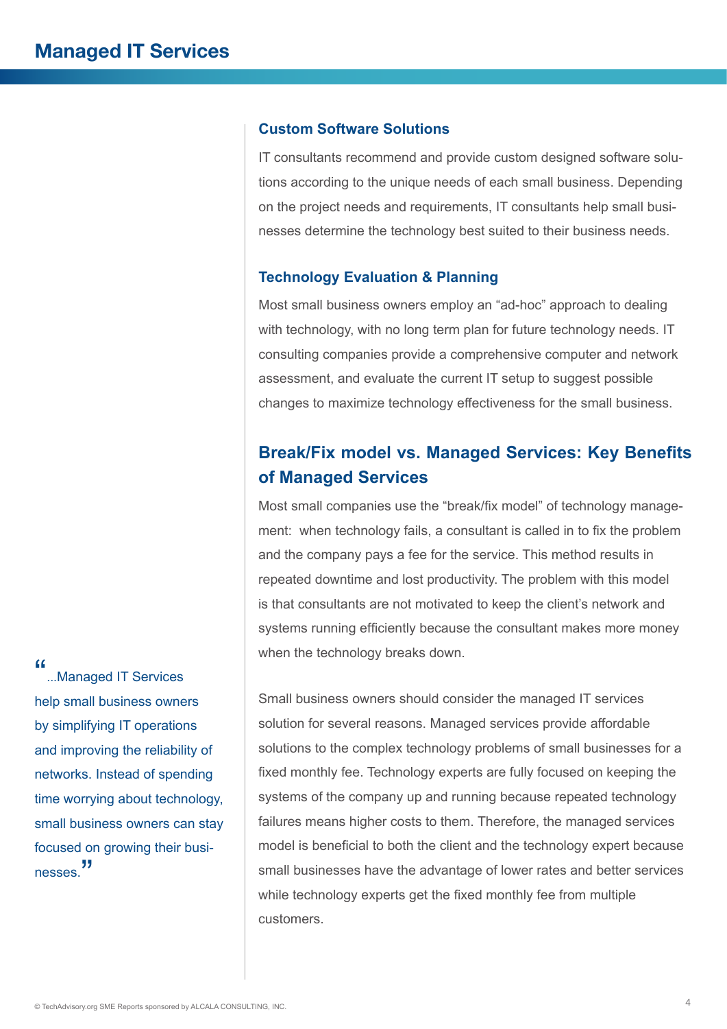### Custom Software Solutions

IT consultants recommend and provide custom designed software solutions according to the unique needs of each small business. Depending on the project needs and requirements, IT consultants help small businesses determine the technology best suited to their business needs.

### Technology Evaluation & Planning

Most small business owners employ an "ad-hoc" approach to dealing with technology, with no long term plan for future technology needs. IT consulting companies provide a comprehensive computer and network assessment, and evaluate the current IT setup to suggest possible changes to maximize technology effectiveness for the small business.

## Break/Fix model vs. Managed Services: Key Benefits of Managed Services

Most small companies use the "break/fix model" of technology management: when technology fails, a consultant is called in to fix the problem and the company pays a fee for the service. This method results in repeated downtime and lost productivity. The problem with this model is that consultants are not motivated to keep the client's network and systems running efficiently because the consultant makes more money when the technology breaks down.

Small business owners should consider the managed IT services solution for several reasons. Managed services provide affordable solutions to the complex technology problems of small businesses for a fixed monthly fee. Technology experts are fully focused on keeping the systems of the company up and running because repeated technology failures means higher costs to them. Therefore, the managed services model is beneficial to both the client and the technology expert because small businesses have the advantage of lower rates and better services while technology experts get the fixed monthly fee from multiple customers.

> "...Managed IT Services help small business owners by simplifying IT operations and improving the reliability of networks. Instead of spending time worrying about technology, small business owners can stay focused on growing their businesses."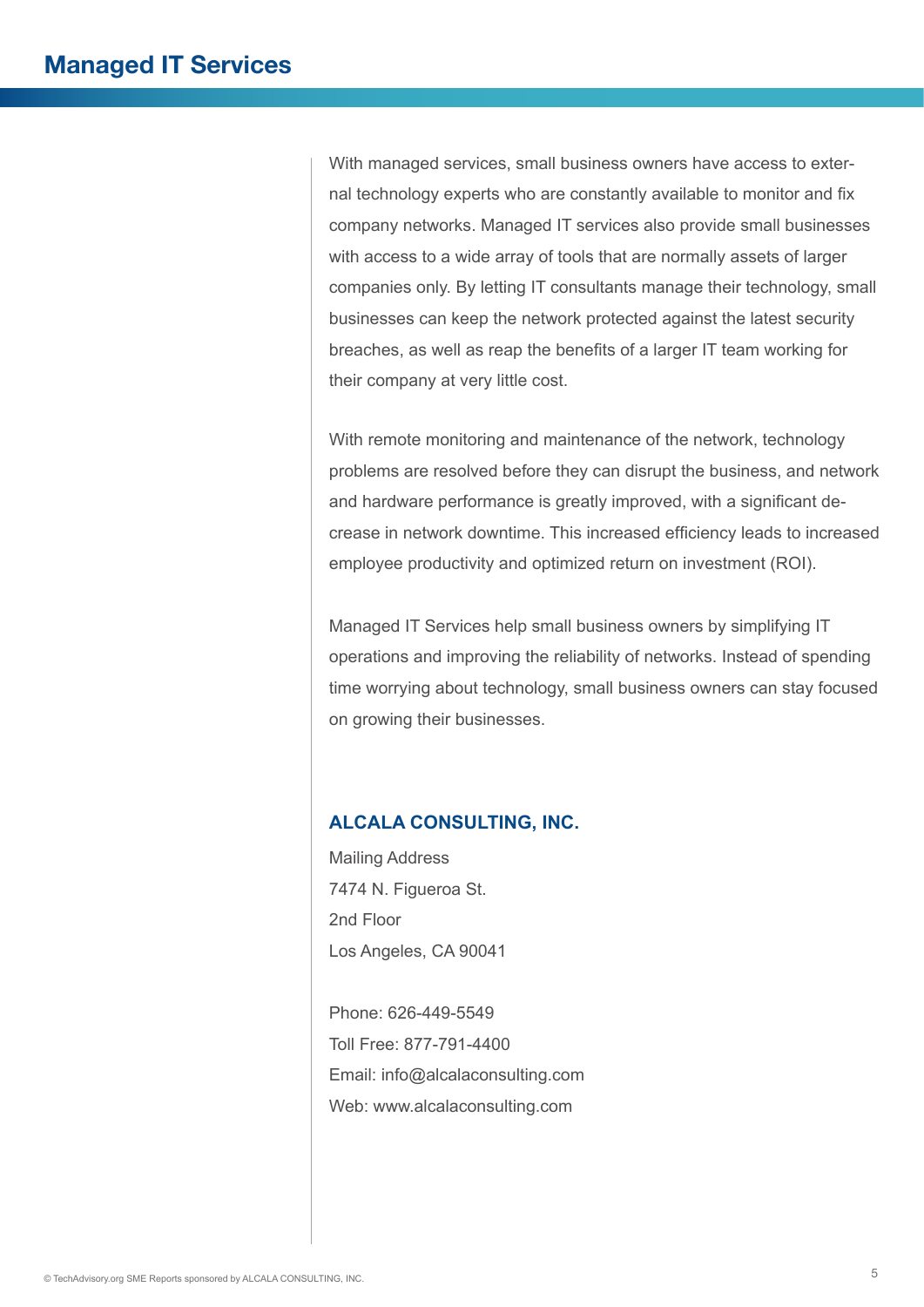# Managed IT Services

With managed services, small business owners have access to external technology experts who are constantly available to monitor and fix company networks. Managed IT services also provide small businesses with access to a wide array of tools that are normally assets of larger companies only. By letting IT consultants manage their technology, small businesses can keep the network protected against the latest security breaches, as well as reap the benefits of a larger IT team working for their company at very little cost.

With remote monitoring and maintenance of the network, technology problems are resolved before they can disrupt the business, and network and hardware performance is greatly improved, with a significant decrease in network downtime. This increased efficiency leads to increased employee productivity and optimized return on investment (ROI).

Managed IT Services help small business owners by simplifying IT operations and improving the reliability of networks. Instead of spending time worrying about technology, small business owners can stay focused on growing their businesses.

## ALCALA CONSULTING, INC.

Mailing Address
7474 N. Figueroa St.
2nd Floor
Los Angeles, CA 90041

Phone: 626-449-5549
Toll Free: 877-791-4400
Email: info@alcalaconsulting.com
Web: www.alcalaconsulting.com